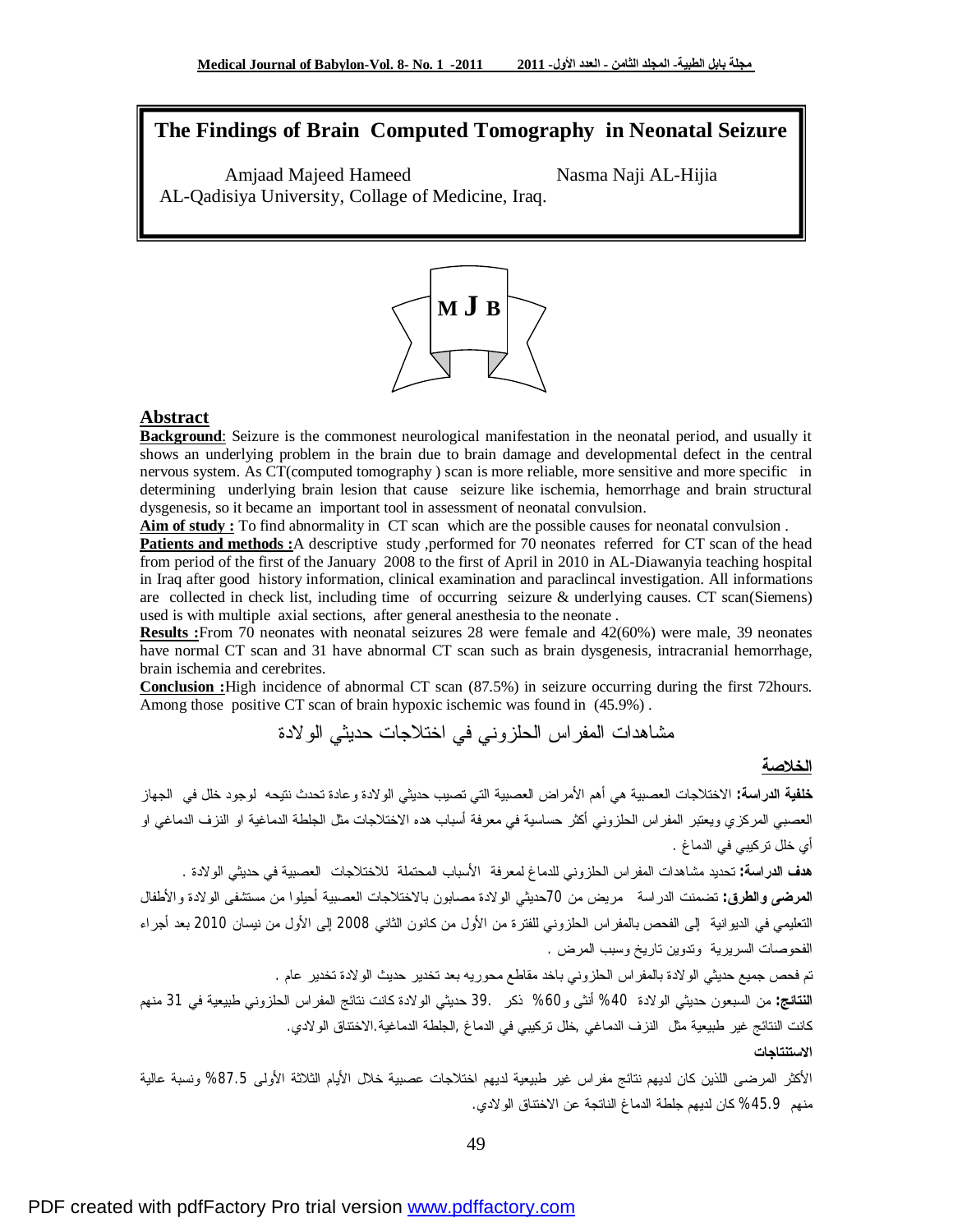# The Findings of Brain Computed Tomography in Neonatal Seizure

Amjaad Majeed Hameed    Nasma Naji AL-Hijia

AL-Qadisiya University, Collage of Medicine, Iraq.

## Abstract

**Background**: Seizure is the commonest neurological manifestation in the neonatal period, and usually it shows an underlying problem in the brain due to brain damage and developmental defect in the central nervous system. As CT(computed tomography ) scan is more reliable, more sensitive and more specific in determining underlying brain lesion that cause seizure like ischemia, hemorrhage and brain structural dysgenesis, so it became an important tool in assessment of neonatal convulsion.

**Aim of study :** To find abnormality in CT scan which are the possible causes for neonatal convulsion .

**Patients and methods :** A descriptive study ,performed for 70 neonates referred for CT scan of the head from period of the first of the January 2008 to the first of April in 2010 in AL-Diawanyia teaching hospital in Iraq after good history information, clinical examination and paraclincal investigation. All informations are collected in check list, including time of occurring seizure & underlying causes. CT scan(Siemens) used is with multiple axial sections, after general anesthesia to the neonate .

**Results :** From 70 neonates with neonatal seizures 28 were female and 42(60%) were male, 39 neonates have normal CT scan and 31 have abnormal CT scan such as brain dysgenesis, intracranial hemorrhage, brain ischemia and cerebrites.

**Conclusion :** High incidence of abnormal CT scan (87.5%) in seizure occurring during the first 72hours. Among those positive CT scan of brain hypoxic ischemic was found in (45.9%) .

## مشاهدات المفراس الحلزوني في اختلاجات حديثي الولادة

### الخلاصة

**خلفية الدراسة:** الاختلاجات العصبية هي أهم الأمراض العصبية التي تصيب حديثي الولادة وعادة تحدث نتيجه لوجود خلل في الجهاز العصبي المركزي ويعتبر المفراس الحلزوني أكثر حساسية في معرفة أسباب هده الاختلاجات مثل الجلطة الدماغية او النزف الدماغي او أي خلل تركيبي في الدماغ .

**هدف الدراسة:** تحديد مشاهدات المفراس الحلزوني للدماغ لمعرفة الأسباب المحتملة للاختلاجات العصبية في حديثي الولادة .

**المرضى والطرق:** تضمنت الدراسة مريض من 70حديثي الولادة مصابون بالاختلاجات العصبية أحيلوا من مستشفى الولادة والأطفال التعليمي في الديوانية إلى الفحص بالمفراس الحلزوني للفترة من الأول من كانون الثاني 2008 إلى الأول من نيسان 2010 بعد أجراء الفحوصات السريرية وتدوين تاريخ وسبب المرض .

تم فحص جميع حديثي الولادة بالمفراس الحلزوني باخد مقاطع محوريه بعد تخدير حديث الولادة تخدير عام .

**النتائج:** من السبعون حديثي الولادة 40% أنثى و60% ذكر .39 حديثي الولادة كانت نتائج المفراس الحلزوني طبيعية في 31 منهم كانت النتائج غير طبيعية مثل النزف الدماغي ,خلل تركيبي في الدماغ ,الجلطة الدماغية.الاختناق الولادي.

**الاستنتاجات**

الأكثر المرضى اللذين كان لديهم نتائج مفراس غير طبيعية لديهم اختلاجات عصبية خلال الأيام الثلاثة الأولى 87.5% ونسبة عالية منهم 45.9% كان لديهم جلطة الدماغ الناتجة عن الاختناق الولادي.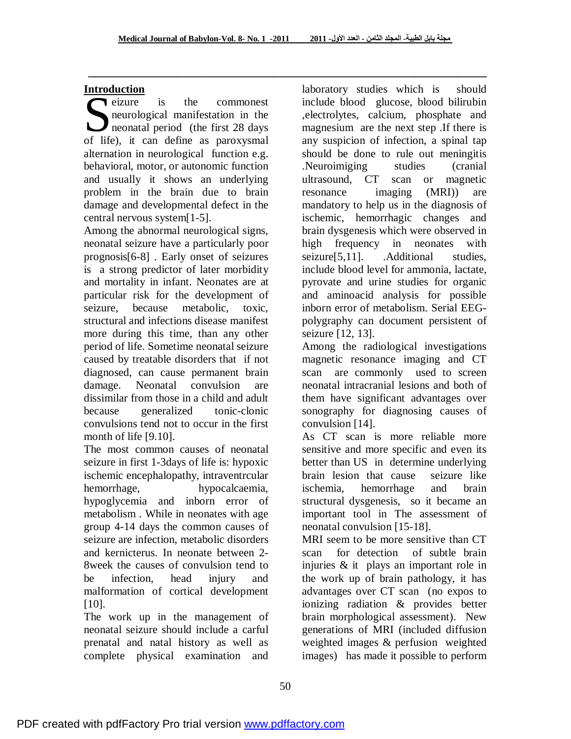## Introduction

Seizure is the commonest neurological manifestation in the neonatal period (the first 28 days of life), it can define as paroxysmal alternation in neurological function e.g. behavioral, motor, or autonomic function and usually it shows an underlying problem in the brain due to brain damage and developmental defect in the central nervous system[1-5].

Among the abnormal neurological signs, neonatal seizure have a particularly poor prognosis[6-8] . Early onset of seizures is a strong predictor of later morbidity and mortality in infant. Neonates are at particular risk for the development of seizure, because metabolic, toxic, structural and infections disease manifest more during this time, than any other period of life. Sometime neonatal seizure caused by treatable disorders that if not diagnosed, can cause permanent brain damage. Neonatal convulsion are dissimilar from those in a child and adult because generalized tonic-clonic convulsions tend not to occur in the first month of life [9.10].

The most common causes of neonatal seizure in first 1-3days of life is: hypoxic ischemic encephalopathy, intraventrcular hemorrhage, hypocalcaemia, hypoglycemia and inborn error of metabolism . While in neonates with age group 4-14 days the common causes of seizure are infection, metabolic disorders and kernicterus. In neonate between 2-8week the causes of convulsion tend to be infection, head injury and malformation of cortical development [10].

The work up in the management of neonatal seizure should include a carful prenatal and natal history as well as complete physical examination and laboratory studies which is should include blood glucose, blood bilirubin ,electrolytes, calcium, phosphate and magnesium are the next step .If there is any suspicion of infection, a spinal tap should be done to rule out meningitis .Neuroimiging studies (cranial ultrasound, CT scan or magnetic resonance imaging (MRI)) are mandatory to help us in the diagnosis of ischemic, hemorrhagic changes and brain dysgenesis which were observed in high frequency in neonates with seizure[5,11]. .Additional studies, include blood level for ammonia, lactate, pyrovate and urine studies for organic and aminoacid analysis for possible inborn error of metabolism. Serial EEG-polygraphy can document persistent of seizure [12, 13].

Among the radiological investigations magnetic resonance imaging and CT scan are commonly used to screen neonatal intracranial lesions and both of them have significant advantages over sonography for diagnosing causes of convulsion [14].

As CT scan is more reliable more sensitive and more specific and even its better than US in determine underlying brain lesion that cause seizure like ischemia, hemorrhage and brain structural dysgenesis, so it became an important tool in The assessment of neonatal convulsion [15-18].

MRI seem to be more sensitive than CT scan for detection of subtle brain injuries & it plays an important role in the work up of brain pathology, it has advantages over CT scan (no expos to ionizing radiation & provides better brain morphological assessment). New generations of MRI (included diffusion weighted images & perfusion weighted images) has made it possible to perform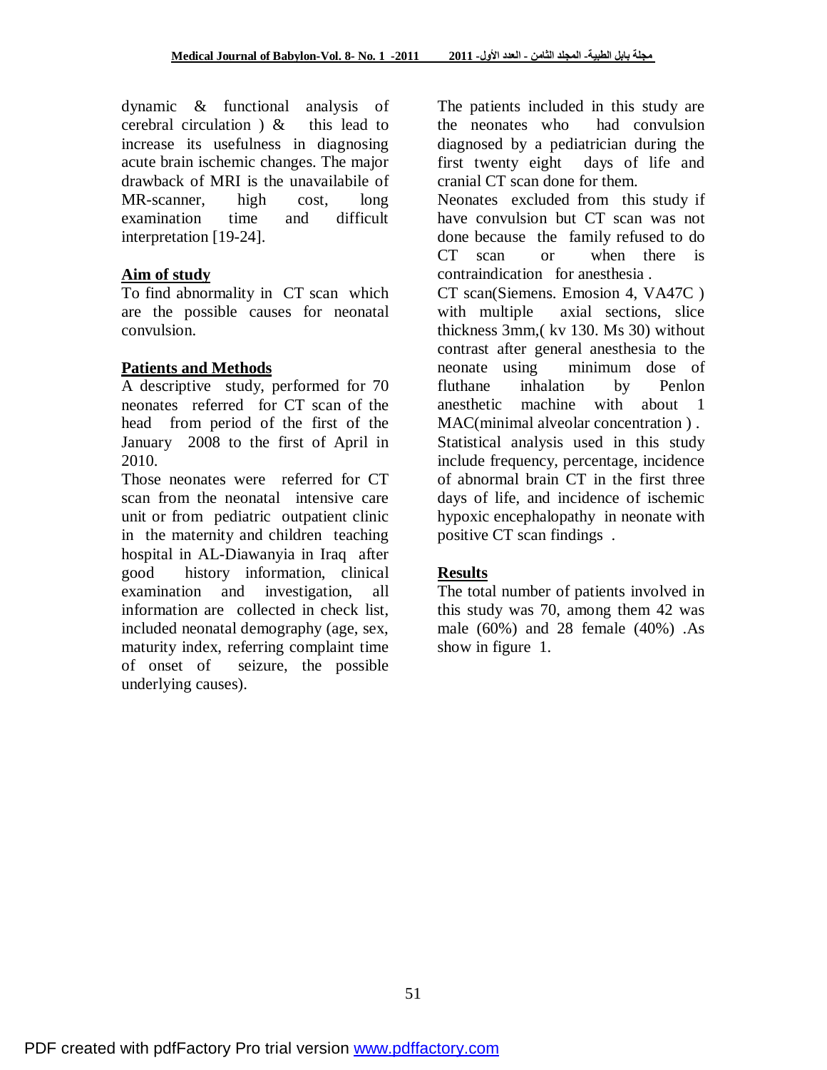dynamic & functional analysis of cerebral circulation ) & this lead to increase its usefulness in diagnosing acute brain ischemic changes. The major drawback of MRI is the unavailabile of MR-scanner, high cost, long examination time and difficult interpretation [19-24].

## Aim of study

To find abnormality in CT scan which are the possible causes for neonatal convulsion.

## Patients and Methods

A descriptive study, performed for 70 neonates referred for CT scan of the head from period of the first of the January 2008 to the first of April in 2010.

Those neonates were referred for CT scan from the neonatal intensive care unit or from pediatric outpatient clinic in the maternity and children teaching hospital in AL-Diawanyia in Iraq after good history information, clinical examination and investigation, all information are collected in check list, included neonatal demography (age, sex, maturity index, referring complaint time of onset of seizure, the possible underlying causes).

The patients included in this study are the neonates who had convulsion diagnosed by a pediatrician during the first twenty eight days of life and cranial CT scan done for them.

Neonates excluded from this study if have convulsion but CT scan was not done because the family refused to do CT scan or when there is contraindication for anesthesia .

CT scan(Siemens. Emosion 4, VA47C ) with multiple axial sections, slice thickness 3mm,( kv 130. Ms 30) without contrast after general anesthesia to the neonate using minimum dose of fluthane inhalation by Penlon anesthetic machine with about 1 MAC(minimal alveolar concentration ) .

Statistical analysis used in this study include frequency, percentage, incidence of abnormal brain CT in the first three days of life, and incidence of ischemic hypoxic encephalopathy in neonate with positive CT scan findings .

## Results

The total number of patients involved in this study was 70, among them 42 was male (60%) and 28 female (40%) .As show in figure 1.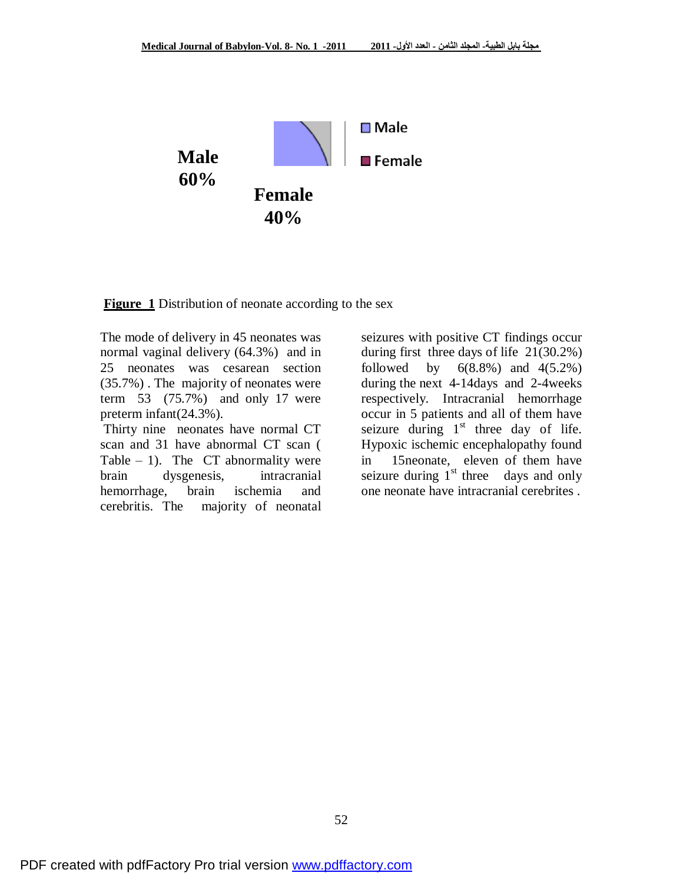Male 60%

Female 40%

**Figure 1** Distribution of neonate according to the sex

The mode of delivery in 45 neonates was normal vaginal delivery (64.3%) and in 25 neonates was cesarean section (35.7%) . The majority of neonates were term 53 (75.7%) and only 17 were preterm infant(24.3%).

Thirty nine neonates have normal CT scan and 31 have abnormal CT scan ( Table – 1). The CT abnormality were brain dysgenesis, intracranial hemorrhage, brain ischemia and cerebritis. The majority of neonatal seizures with positive CT findings occur during first three days of life 21(30.2%) followed by 6(8.8%) and 4(5.2%) during the next 4-14days and 2-4weeks respectively. Intracranial hemorrhage occur in 5 patients and all of them have seizure during 1st three day of life. Hypoxic ischemic encephalopathy found in 15neonate, eleven of them have seizure during 1st three days and only one neonate have intracranial cerebrites .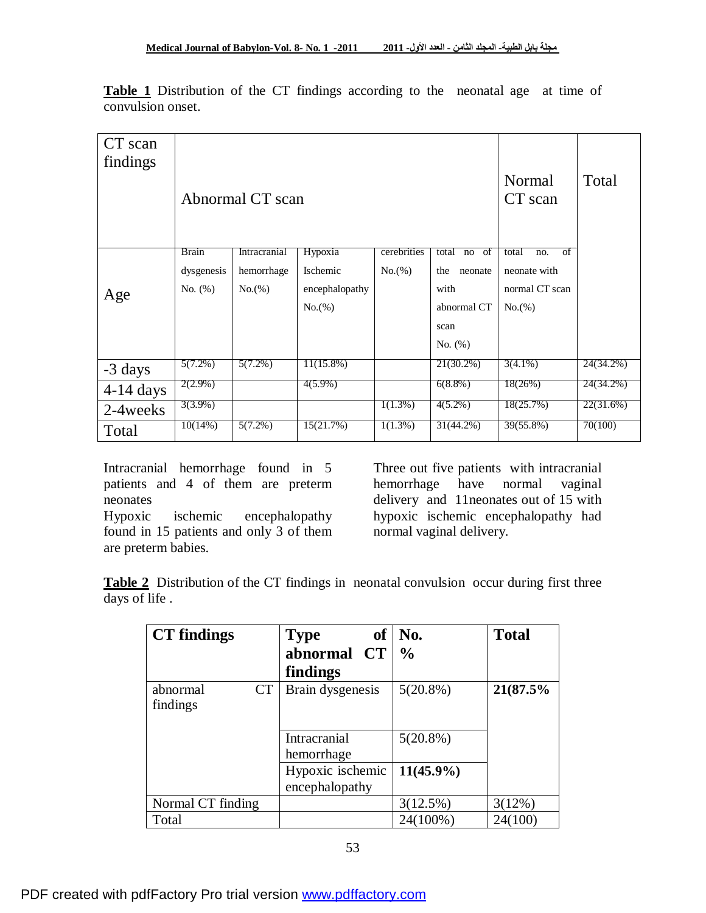**Table 1** Distribution of the CT findings according to the neonatal age at time of convulsion onset.

| CT scan findings | Abnormal CT scan | | | | | Normal CT scan | Total |
|---|---|---|---|---|---|---|---|
| Age | Brain dysgenesis No. (%) | Intracranial hemorrhage No.(%) | Hypoxia Ischemic encephalopathy No.(%) | cerebrities No.(%) | total no of the neonate with abnormal CT scan No. (%) | total no. of neonate with normal CT scan No.(%) | |
| -3 days | 5(7.2%) | 5(7.2%) | 11(15.8%) | | 21(30.2%) | 3(4.1%) | 24(34.2%) |
| 4-14 days | 2(2.9%) | | 4(5.9%) | | 6(8.8%) | 18(26%) | 24(34.2%) |
| 2-4weeks | 3(3.9%) | | | 1(1.3%) | 4(5.2%) | 18(25.7%) | 22(31.6%) |
| Total | 10(14%) | 5(7.2%) | 15(21.7%) | 1(1.3%) | 31(44.2%) | 39(55.8%) | 70(100) |

Intracranial hemorrhage found in 5 patients and 4 of them are preterm neonates

Hypoxic ischemic encephalopathy found in 15 patients and only 3 of them are preterm babies.

Three out five patients with intracranial hemorrhage have normal vaginal delivery and 11neonates out of 15 with hypoxic ischemic encephalopathy had normal vaginal delivery.

**Table 2** Distribution of the CT findings in neonatal convulsion occur during first three days of life .

| **CT findings** | **Type of abnormal CT findings** | **No. %** | **Total** |
|---|---|---|---|
| abnormal CT findings | Brain dysgenesis | 5(20.8%) | **21(87.5%** |
| | Intracranial hemorrhage | 5(20.8%) | |
| | Hypoxic ischemic encephalopathy | **11(45.9%)** | |
| Normal CT finding | | 3(12.5%) | 3(12%) |
| Total | | 24(100%) | 24(100) |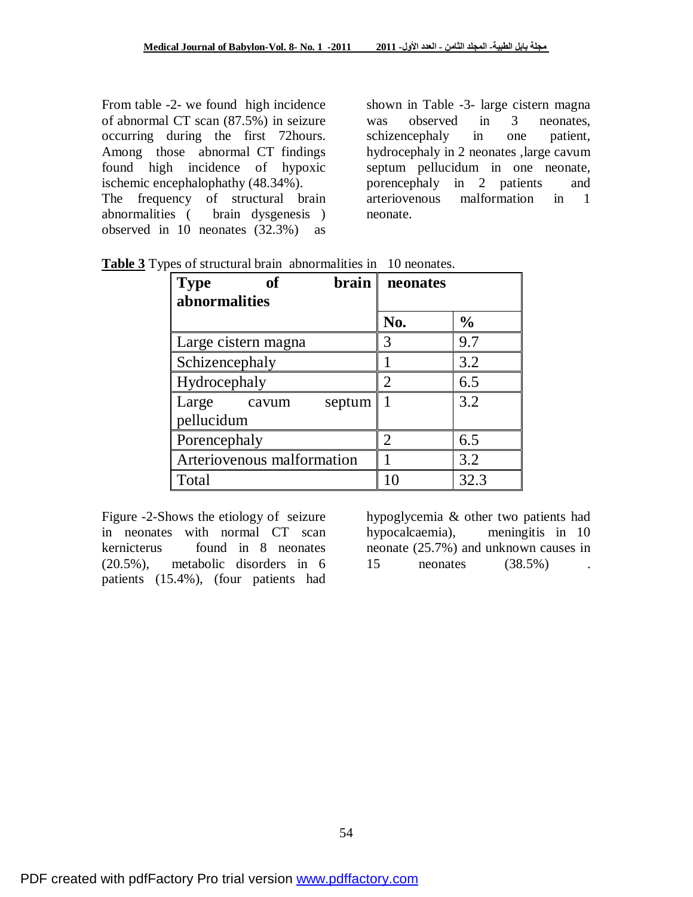From table -2- we found high incidence of abnormal CT scan (87.5%) in seizure occurring during the first 72hours. Among those abnormal CT findings found high incidence of hypoxic ischemic encephalophathy (48.34%).

The frequency of structural brain abnormalities ( brain dysgenesis ) observed in 10 neonates (32.3%) as shown in Table -3- large cistern magna was observed in 3 neonates, schizencephaly in one patient, hydrocephaly in 2 neonates ,large cavum septum pellucidum in one neonate, porencephaly in 2 patients and arteriovenous malformation in 1 neonate.

**Table 3** Types of structural brain abnormalities in 10 neonates.

| **Type of brain abnormalities** | **neonates** | |
|---|---|---|
| | **No.** | **%** |
| Large cistern magna | 3 | 9.7 |
| Schizencephaly | 1 | 3.2 |
| Hydrocephaly | 2 | 6.5 |
| Large cavum septum pellucidum | 1 | 3.2 |
| Porencephaly | 2 | 6.5 |
| Arteriovenous malformation | 1 | 3.2 |
| Total | 10 | 32.3 |

Figure -2-Shows the etiology of seizure in neonates with normal CT scan kernicterus found in 8 neonates (20.5%), metabolic disorders in 6 patients (15.4%), (four patients had hypoglycemia & other two patients had hypocalcaemia), meningitis in 10 neonate (25.7%) and unknown causes in 15 neonates (38.5%) .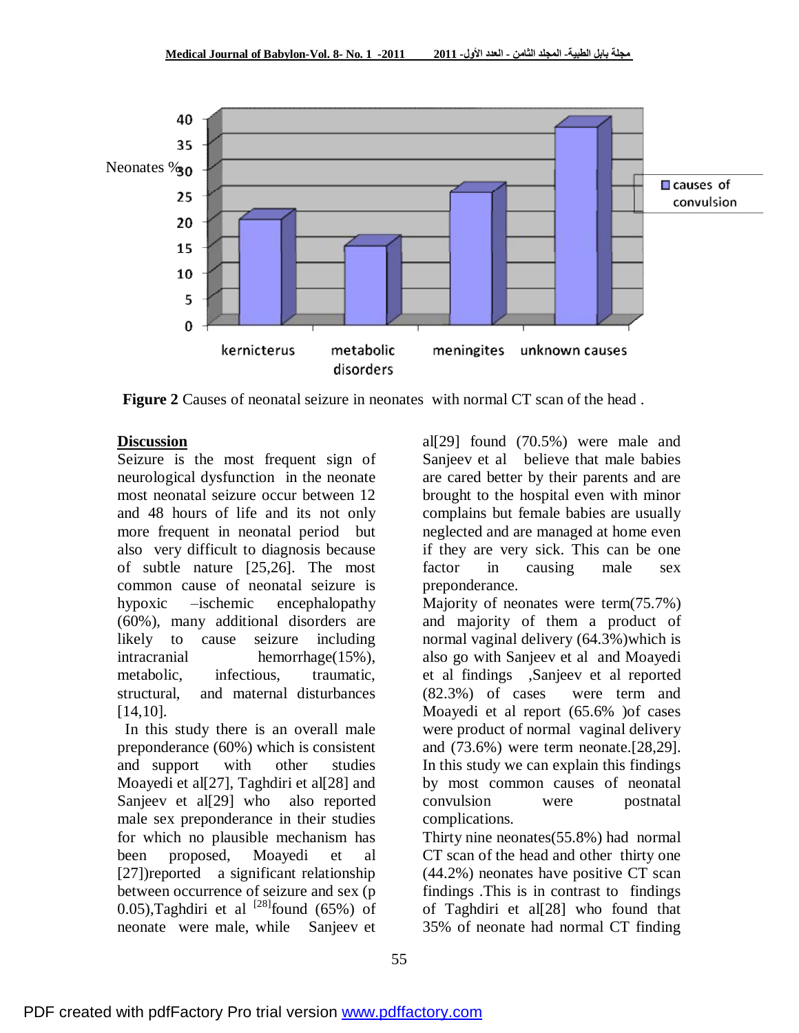**Figure 2** Causes of neonatal seizure in neonates with normal CT scan of the head .

## Discussion

Seizure is the most frequent sign of neurological dysfunction in the neonate most neonatal seizure occur between 12 and 48 hours of life and its not only more frequent in neonatal period but also very difficult to diagnosis because of subtle nature [25,26]. The most common cause of neonatal seizure is hypoxic –ischemic encephalopathy (60%), many additional disorders are likely to cause seizure including intracranial hemorrhage(15%), metabolic, infectious, traumatic, structural, and maternal disturbances [14,10].

In this study there is an overall male preponderance (60%) which is consistent and support with other studies Moayedi et al[27], Taghdiri et al[28] and Sanjeev et al[29] who also reported male sex preponderance in their studies for which no plausible mechanism has been proposed, Moayedi et al [27])reported a significant relationship between occurrence of seizure and sex (p 0.05),Taghdiri et al [28]found (65%) of neonate were male, while Sanjeev et al[29] found (70.5%) were male and Sanjeev et al believe that male babies are cared better by their parents and are brought to the hospital even with minor complains but female babies are usually neglected and are managed at home even if they are very sick. This can be one factor in causing male sex preponderance.

Majority of neonates were term(75.7%) and majority of them a product of normal vaginal delivery (64.3%)which is also go with Sanjeev et al and Moayedi et al findings ,Sanjeev et al reported (82.3%) of cases were term and Moayedi et al report (65.6% )of cases were product of normal vaginal delivery and (73.6%) were term neonate.[28,29]. In this study we can explain this findings by most common causes of neonatal convulsion were postnatal complications.

Thirty nine neonates(55.8%) had normal CT scan of the head and other thirty one (44.2%) neonates have positive CT scan findings .This is in contrast to findings of Taghdiri et al[28] who found that 35% of neonate had normal CT finding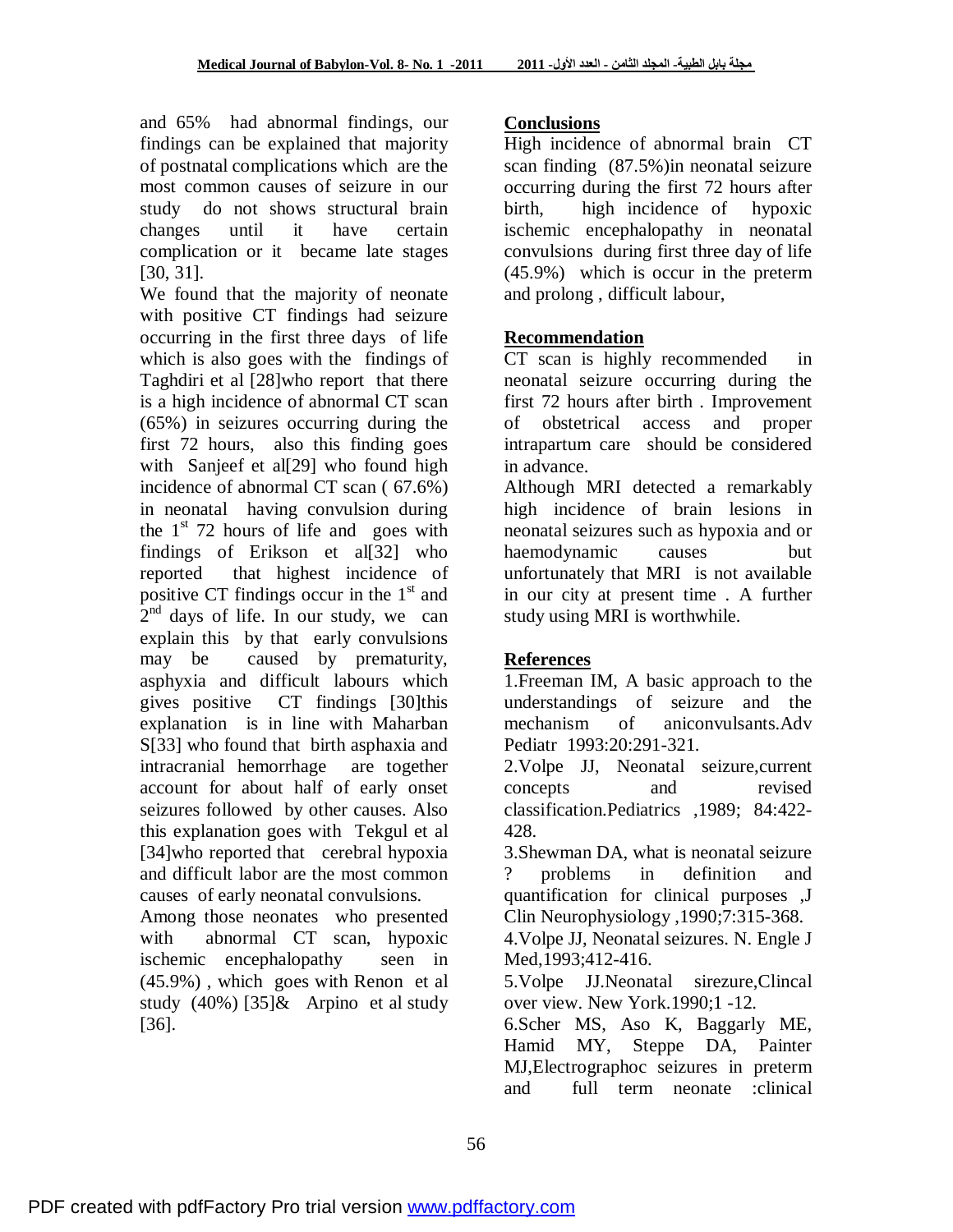and 65% had abnormal findings, our findings can be explained that majority of postnatal complications which are the most common causes of seizure in our study do not shows structural brain changes until it have certain complication or it became late stages [30, 31].

We found that the majority of neonate with positive CT findings had seizure occurring in the first three days of life which is also goes with the findings of Taghdiri et al [28]who report that there is a high incidence of abnormal CT scan (65%) in seizures occurring during the first 72 hours, also this finding goes with Sanjeef et al[29] who found high incidence of abnormal CT scan ( 67.6%) in neonatal having convulsion during the 1st 72 hours of life and goes with findings of Erikson et al[32] who reported that highest incidence of positive CT findings occur in the 1st and 2nd days of life. In our study, we can explain this by that early convulsions may be caused by prematurity, asphyxia and difficult labours which gives positive CT findings [30]this explanation is in line with Maharban S[33] who found that birth asphaxia and intracranial hemorrhage are together account for about half of early onset seizures followed by other causes. Also this explanation goes with Tekgul et al [34]who reported that cerebral hypoxia and difficult labor are the most common causes of early neonatal convulsions.

Among those neonates who presented with abnormal CT scan, hypoxic ischemic encephalopathy seen in (45.9%) , which goes with Renon et al study (40%) [35]& Arpino et al study [36].

## Conclusions

High incidence of abnormal brain CT scan finding (87.5%)in neonatal seizure occurring during the first 72 hours after birth, high incidence of hypoxic ischemic encephalopathy in neonatal convulsions during first three day of life (45.9%) which is occur in the preterm and prolong , difficult labour,

## Recommendation

CT scan is highly recommended in neonatal seizure occurring during the first 72 hours after birth . Improvement of obstetrical access and proper intrapartum care should be considered in advance.

Although MRI detected a remarkably high incidence of brain lesions in neonatal seizures such as hypoxia and or haemodynamic causes but unfortunately that MRI is not available in our city at present time . A further study using MRI is worthwhile.

## References

1.Freeman IM, A basic approach to the understandings of seizure and the mechanism of aniconvulsants.Adv Pediatr 1993:20:291-321.

2.Volpe JJ, Neonatal seizure,current concepts and revised classification.Pediatrics ,1989; 84:422-428.

3.Shewman DA, what is neonatal seizure ? problems in definition and quantification for clinical purposes ,J Clin Neurophysiology ,1990;7:315-368.

4.Volpe JJ, Neonatal seizures. N. Engle J Med,1993;412-416.

5.Volpe JJ.Neonatal sirezure,Clincal over view. New York.1990;1 -12.

6.Scher MS, Aso K, Baggarly ME, Hamid MY, Steppe DA, Painter MJ,Electrographoc seizures in preterm and full term neonate :clinical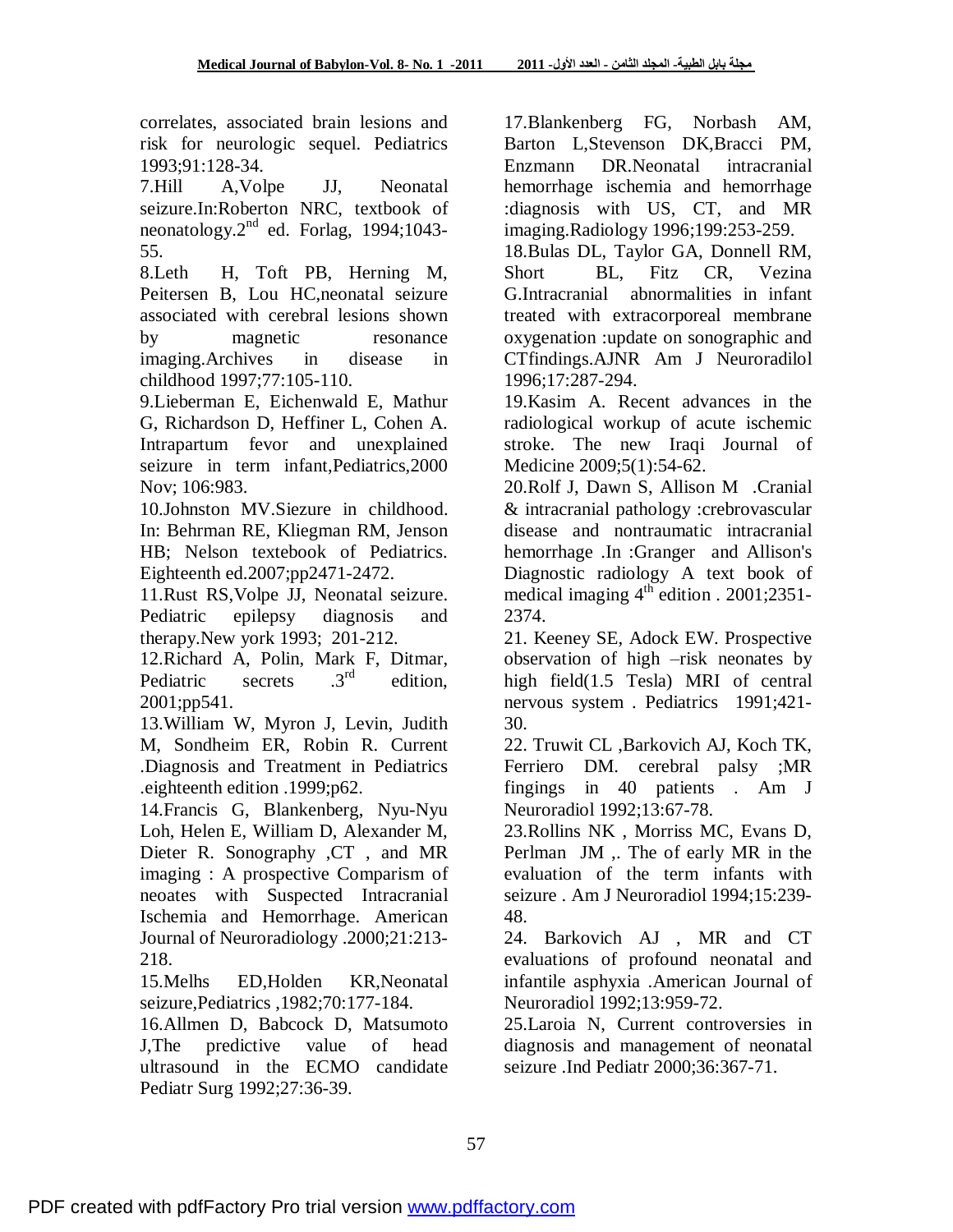correlates, associated brain lesions and risk for neurologic sequel. Pediatrics 1993;91:128-34.

7.Hill A,Volpe JJ, Neonatal seizure.In:Roberton NRC, textbook of neonatology.2nd ed. Forlag, 1994;1043-55.

8.Leth H, Toft PB, Herning M, Peitersen B, Lou HC,neonatal seizure associated with cerebral lesions shown by magnetic resonance imaging.Archives in disease in childhood 1997;77:105-110.

9.Lieberman E, Eichenwald E, Mathur G, Richardson D, Heffiner L, Cohen A. Intrapartum fevor and unexplained seizure in term infant,Pediatrics,2000 Nov; 106:983.

10.Johnston MV.Siezure in childhood. In: Behrman RE, Kliegman RM, Jenson HB; Nelson textebook of Pediatrics. Eighteenth ed.2007;pp2471-2472.

11.Rust RS,Volpe JJ, Neonatal seizure. Pediatric epilepsy diagnosis and therapy.New york 1993; 201-212.

12.Richard A, Polin, Mark F, Ditmar, Pediatric secrets .3rd edition, 2001;pp541.

13.William W, Myron J, Levin, Judith M, Sondheim ER, Robin R. Current .Diagnosis and Treatment in Pediatrics .eighteenth edition .1999;p62.

14.Francis G, Blankenberg, Nyu-Nyu Loh, Helen E, William D, Alexander M, Dieter R. Sonography ,CT , and MR imaging : A prospective Comparism of neoates with Suspected Intracranial Ischemia and Hemorrhage. American Journal of Neuroradiology .2000;21:213-218.

15.Melhs ED,Holden KR,Neonatal seizure,Pediatrics ,1982;70:177-184.

16.Allmen D, Babcock D, Matsumoto J,The predictive value of head ultrasound in the ECMO candidate Pediatr Surg 1992;27:36-39.

17.Blankenberg FG, Norbash AM, Barton L,Stevenson DK,Bracci PM, Enzmann DR.Neonatal intracranial hemorrhage ischemia and hemorrhage :diagnosis with US, CT, and MR imaging.Radiology 1996;199:253-259.

18.Bulas DL, Taylor GA, Donnell RM, Short BL, Fitz CR, Vezina G.Intracranial abnormalities in infant treated with extracorporeal membrane oxygenation :update on sonographic and CTfindings.AJNR Am J Neuroradilol 1996;17:287-294.

19.Kasim A. Recent advances in the radiological workup of acute ischemic stroke. The new Iraqi Journal of Medicine 2009;5(1):54-62.

20.Rolf J, Dawn S, Allison M .Cranial & intracranial pathology :crebrovascular disease and nontraumatic intracranial hemorrhage .In :Granger and Allison's Diagnostic radiology A text book of medical imaging 4th edition . 2001;2351-2374.

21. Keeney SE, Adock EW. Prospective observation of high –risk neonates by high field(1.5 Tesla) MRI of central nervous system . Pediatrics 1991;421-30.

22. Truwit CL ,Barkovich AJ, Koch TK, Ferriero DM. cerebral palsy ;MR fingings in 40 patients . Am J Neuroradiol 1992;13:67-78.

23.Rollins NK , Morriss MC, Evans D, Perlman JM ,. The of early MR in the evaluation of the term infants with seizure . Am J Neuroradiol 1994;15:239-48.

24. Barkovich AJ , MR and CT evaluations of profound neonatal and infantile asphyxia .American Journal of Neuroradiol 1992;13:959-72.

25.Laroia N, Current controversies in diagnosis and management of neonatal seizure .Ind Pediatr 2000;36:367-71.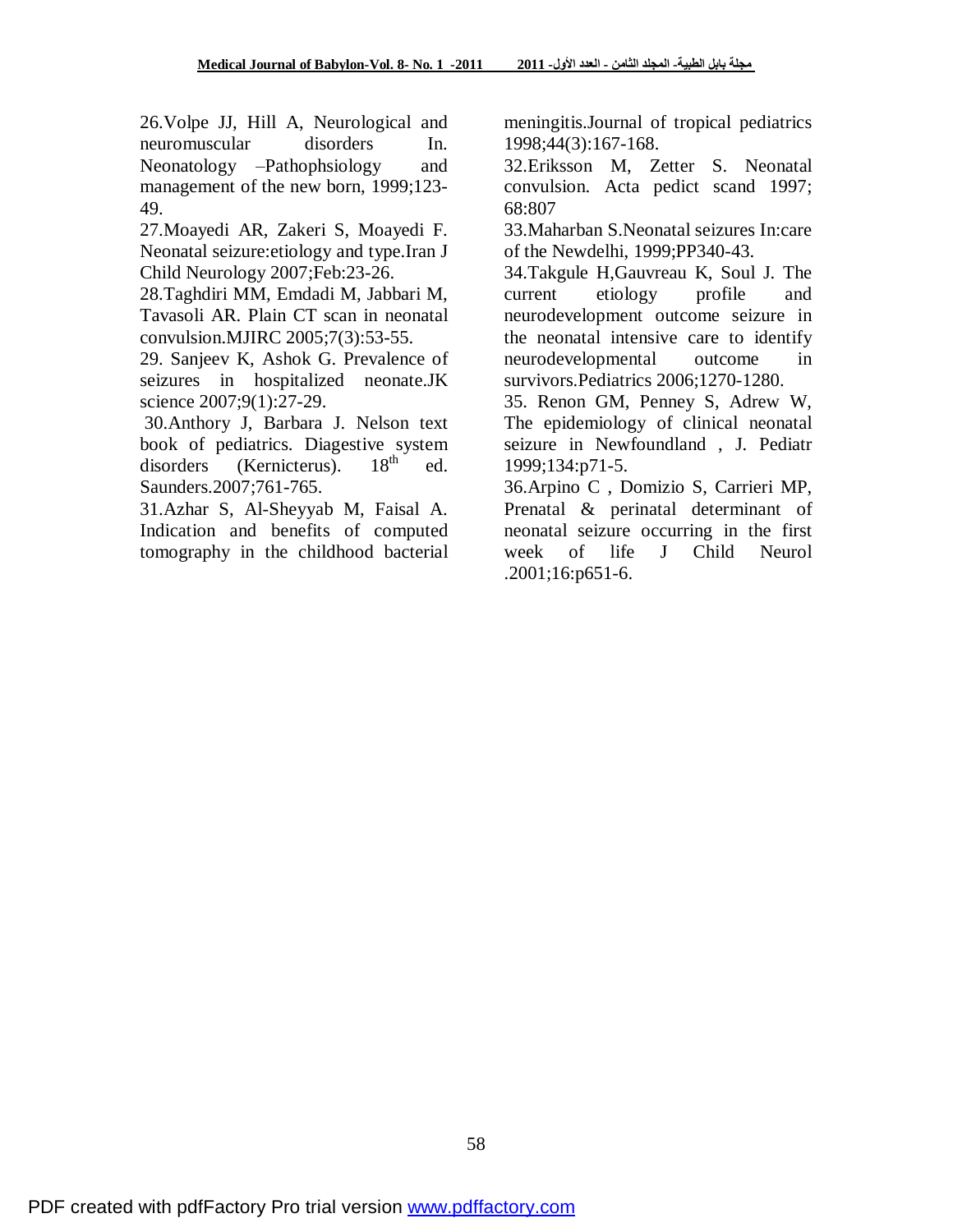26.Volpe JJ, Hill A, Neurological and neuromuscular disorders In. Neonatology –Pathophsiology and management of the new born, 1999;123-49.

27.Moayedi AR, Zakeri S, Moayedi F. Neonatal seizure:etiology and type.Iran J Child Neurology 2007;Feb:23-26.

28.Taghdiri MM, Emdadi M, Jabbari M, Tavasoli AR. Plain CT scan in neonatal convulsion.MJIRC 2005;7(3):53-55.

29. Sanjeev K, Ashok G. Prevalence of seizures in hospitalized neonate.JK science 2007;9(1):27-29.

30.Anthory J, Barbara J. Nelson text book of pediatrics. Diagestive system disorders (Kernicterus). 18th ed. Saunders.2007;761-765.

31.Azhar S, Al-Sheyyab M, Faisal A. Indication and benefits of computed tomography in the childhood bacterial meningitis.Journal of tropical pediatrics 1998;44(3):167-168.

32.Eriksson M, Zetter S. Neonatal convulsion. Acta pedict scand 1997; 68:807

33.Maharban S.Neonatal seizures In:care of the Newdelhi, 1999;PP340-43.

34.Takgule H,Gauvreau K, Soul J. The current etiology profile and neurodevelopment outcome seizure in the neonatal intensive care to identify neurodevelopmental outcome in survivors.Pediatrics 2006;1270-1280.

35. Renon GM, Penney S, Adrew W, The epidemiology of clinical neonatal seizure in Newfoundland , J. Pediatr 1999;134:p71-5.

36.Arpino C , Domizio S, Carrieri MP, Prenatal & perinatal determinant of neonatal seizure occurring in the first week of life J Child Neurol .2001;16:p651-6.